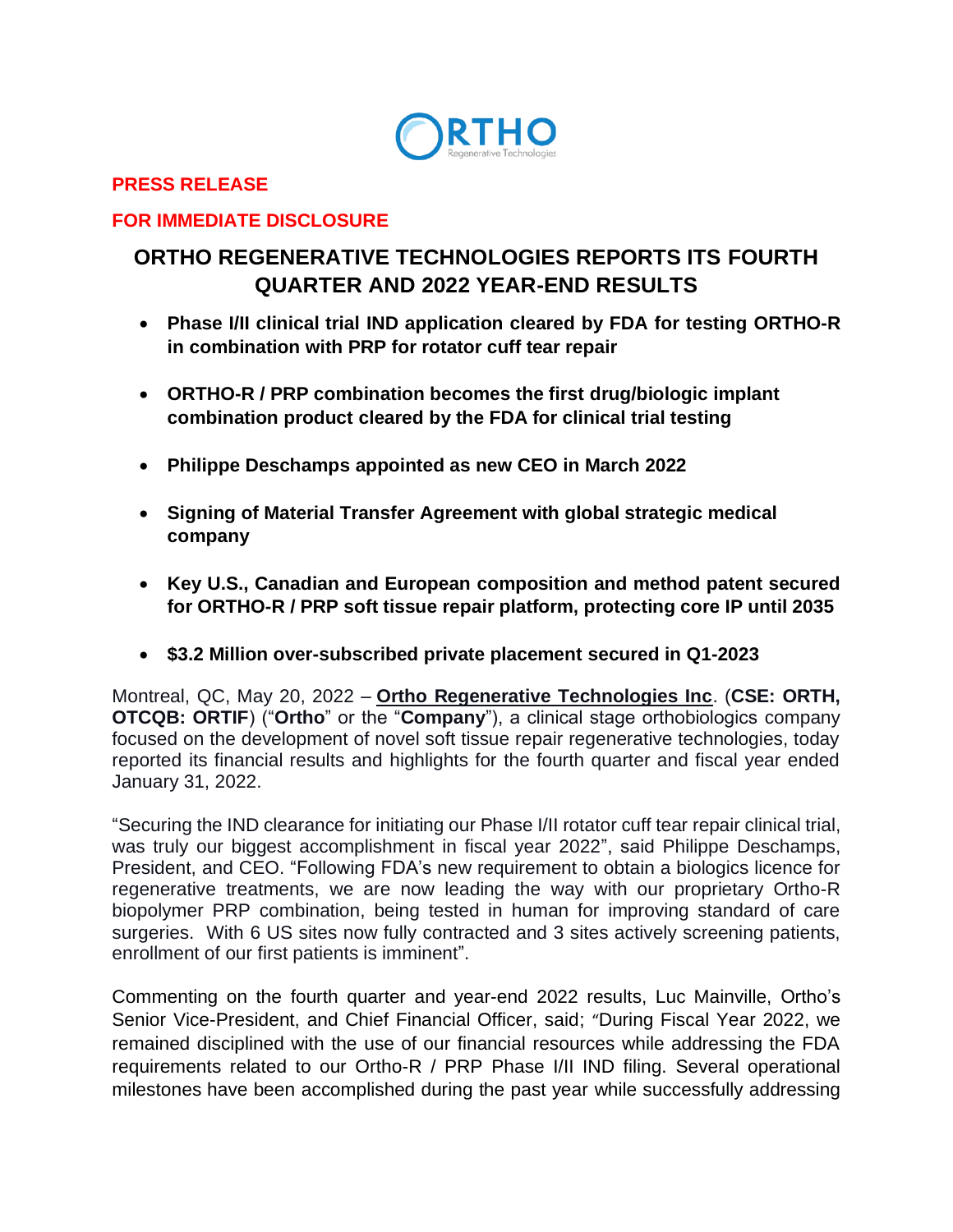**PRESS RELEASE**

**FOR IMMEDIATE DISCLOSURE**

# ORTHO REGENERATIVE TECHNOLOGIES REPORTS ITS FOURTH QUARTER AND 2022 YEAR-END RESULTS

- **Phase I/II clinical trial IND application cleared by FDA for testing ORTHO-R in combination with PRP for rotator cuff tear repair**
- **ORTHO-R / PRP combination becomes the first drug/biologic implant combination product cleared by the FDA for clinical trial testing**
- **Philippe Deschamps appointed as new CEO in March 2022**
- **Signing of Material Transfer Agreement with global strategic medical company**
- **Key U.S., Canadian and European composition and method patent secured for ORTHO-R / PRP soft tissue repair platform, protecting core IP until 2035**
- **$3.2 Million over-subscribed private placement secured in Q1-2023**

Montreal, QC, May 20, 2022 – **Ortho Regenerative Technologies Inc**. (**CSE: ORTH, OTCQB: ORTIF**) ("**Ortho**" or the "**Company**"), a clinical stage orthobiologics company focused on the development of novel soft tissue repair regenerative technologies, today reported its financial results and highlights for the fourth quarter and fiscal year ended January 31, 2022.

"Securing the IND clearance for initiating our Phase I/II rotator cuff tear repair clinical trial, was truly our biggest accomplishment in fiscal year 2022", said Philippe Deschamps, President, and CEO. "Following FDA's new requirement to obtain a biologics licence for regenerative treatments, we are now leading the way with our proprietary Ortho-R biopolymer PRP combination, being tested in human for improving standard of care surgeries. With 6 US sites now fully contracted and 3 sites actively screening patients, enrollment of our first patients is imminent".

Commenting on the fourth quarter and year-end 2022 results, Luc Mainville, Ortho's Senior Vice-President, and Chief Financial Officer, said; "During Fiscal Year 2022, we remained disciplined with the use of our financial resources while addressing the FDA requirements related to our Ortho-R / PRP Phase I/II IND filing. Several operational milestones have been accomplished during the past year while successfully addressing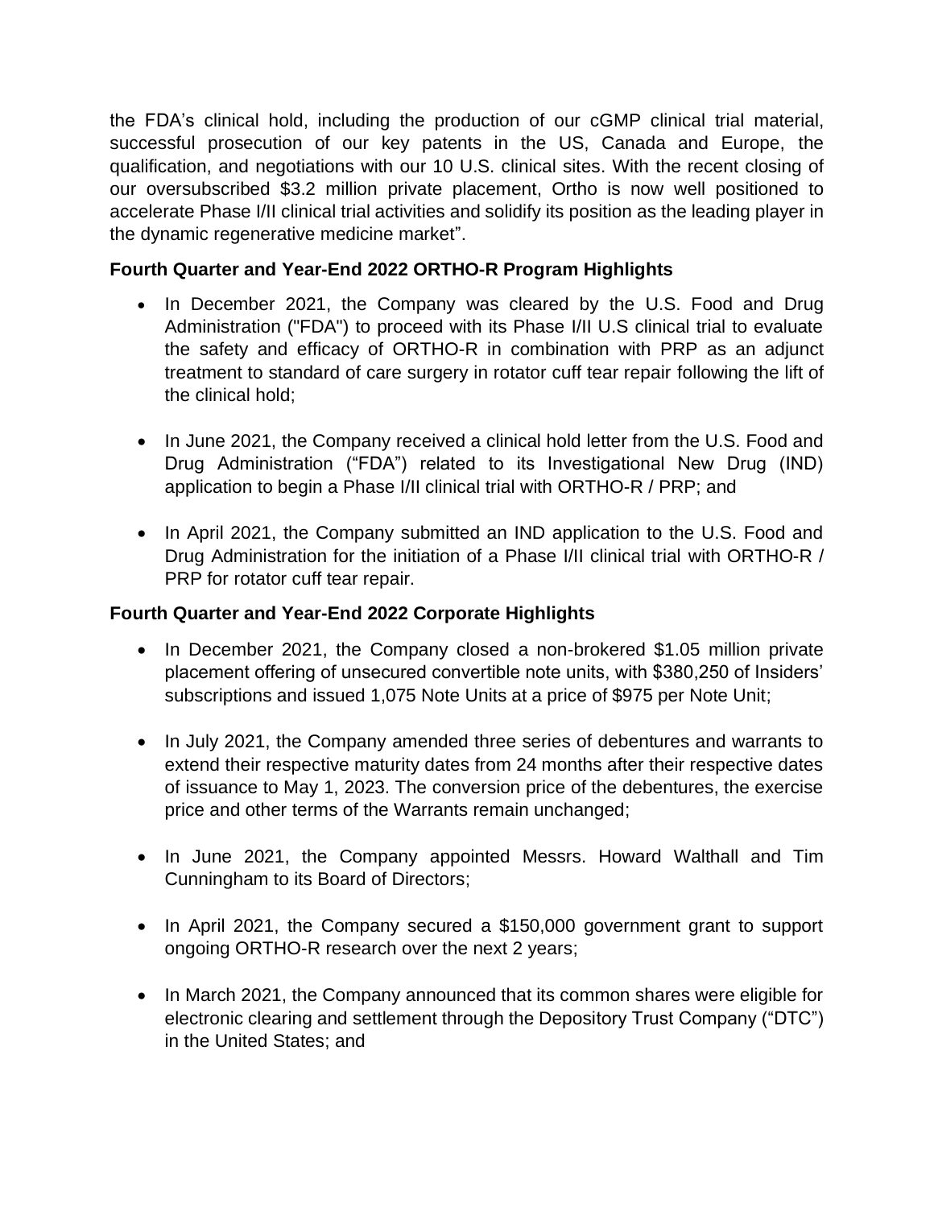the FDA's clinical hold, including the production of our cGMP clinical trial material, successful prosecution of our key patents in the US, Canada and Europe, the qualification, and negotiations with our 10 U.S. clinical sites. With the recent closing of our oversubscribed $3.2 million private placement, Ortho is now well positioned to accelerate Phase I/II clinical trial activities and solidify its position as the leading player in the dynamic regenerative medicine market".

**Fourth Quarter and Year-End 2022 ORTHO-R Program Highlights**

- In December 2021, the Company was cleared by the U.S. Food and Drug Administration ("FDA") to proceed with its Phase I/II U.S clinical trial to evaluate the safety and efficacy of ORTHO-R in combination with PRP as an adjunct treatment to standard of care surgery in rotator cuff tear repair following the lift of the clinical hold;

- In June 2021, the Company received a clinical hold letter from the U.S. Food and Drug Administration ("FDA") related to its Investigational New Drug (IND) application to begin a Phase I/II clinical trial with ORTHO-R / PRP; and

- In April 2021, the Company submitted an IND application to the U.S. Food and Drug Administration for the initiation of a Phase I/II clinical trial with ORTHO-R / PRP for rotator cuff tear repair.

**Fourth Quarter and Year-End 2022 Corporate Highlights**

- In December 2021, the Company closed a non-brokered $1.05 million private placement offering of unsecured convertible note units, with $380,250 of Insiders' subscriptions and issued 1,075 Note Units at a price of $975 per Note Unit;

- In July 2021, the Company amended three series of debentures and warrants to extend their respective maturity dates from 24 months after their respective dates of issuance to May 1, 2023. The conversion price of the debentures, the exercise price and other terms of the Warrants remain unchanged;

- In June 2021, the Company appointed Messrs. Howard Walthall and Tim Cunningham to its Board of Directors;

- In April 2021, the Company secured a $150,000 government grant to support ongoing ORTHO-R research over the next 2 years;

- In March 2021, the Company announced that its common shares were eligible for electronic clearing and settlement through the Depository Trust Company ("DTC") in the United States; and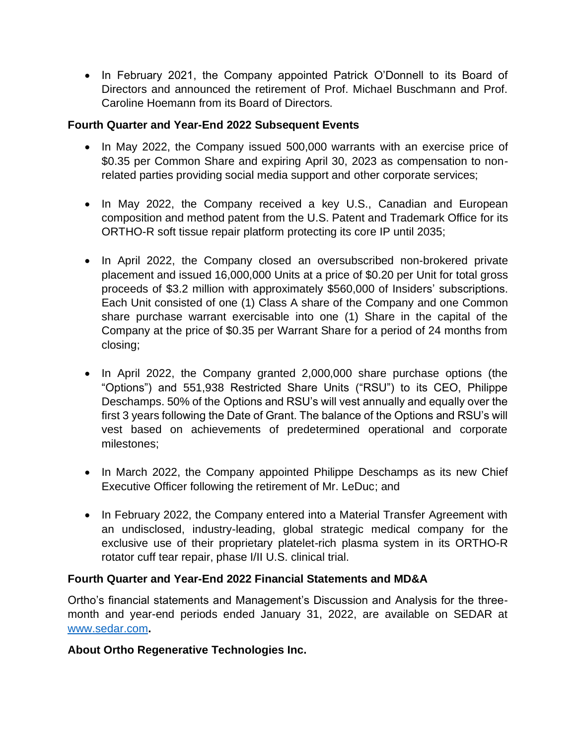- In February 2021, the Company appointed Patrick O'Donnell to its Board of Directors and announced the retirement of Prof. Michael Buschmann and Prof. Caroline Hoemann from its Board of Directors.

**Fourth Quarter and Year-End 2022 Subsequent Events**

- In May 2022, the Company issued 500,000 warrants with an exercise price of $0.35 per Common Share and expiring April 30, 2023 as compensation to non-related parties providing social media support and other corporate services;

- In May 2022, the Company received a key U.S., Canadian and European composition and method patent from the U.S. Patent and Trademark Office for its ORTHO-R soft tissue repair platform protecting its core IP until 2035;

- In April 2022, the Company closed an oversubscribed non-brokered private placement and issued 16,000,000 Units at a price of $0.20 per Unit for total gross proceeds of $3.2 million with approximately $560,000 of Insiders' subscriptions. Each Unit consisted of one (1) Class A share of the Company and one Common share purchase warrant exercisable into one (1) Share in the capital of the Company at the price of $0.35 per Warrant Share for a period of 24 months from closing;

- In April 2022, the Company granted 2,000,000 share purchase options (the "Options") and 551,938 Restricted Share Units ("RSU") to its CEO, Philippe Deschamps. 50% of the Options and RSU's will vest annually and equally over the first 3 years following the Date of Grant. The balance of the Options and RSU's will vest based on achievements of predetermined operational and corporate milestones;

- In March 2022, the Company appointed Philippe Deschamps as its new Chief Executive Officer following the retirement of Mr. LeDuc; and

- In February 2022, the Company entered into a Material Transfer Agreement with an undisclosed, industry-leading, global strategic medical company for the exclusive use of their proprietary platelet-rich plasma system in its ORTHO-R rotator cuff tear repair, phase I/II U.S. clinical trial.

**Fourth Quarter and Year-End 2022 Financial Statements and MD&A**

Ortho's financial statements and Management's Discussion and Analysis for the three-month and year-end periods ended January 31, 2022, are available on SEDAR at www.sedar.com**.**

**About Ortho Regenerative Technologies Inc.**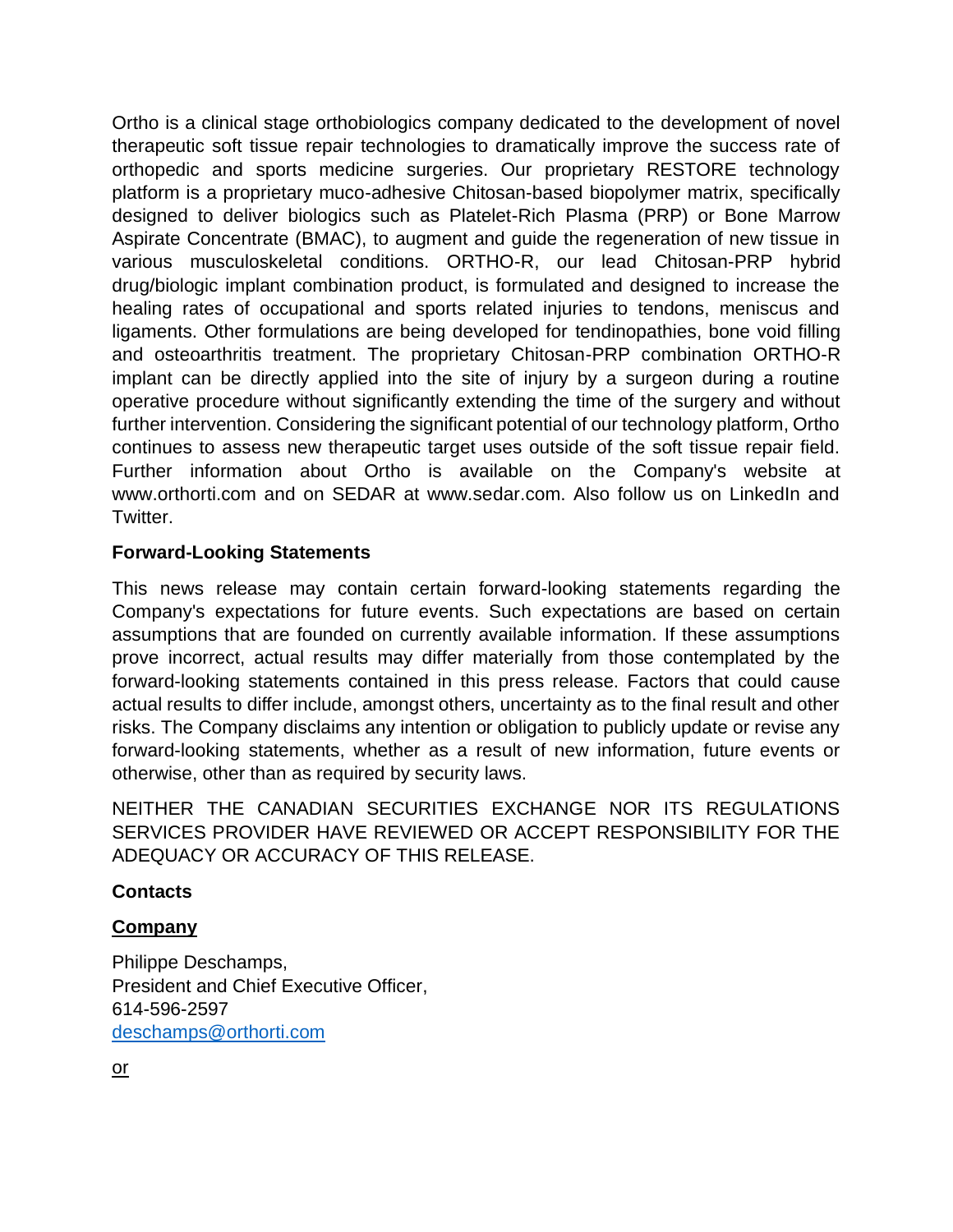Ortho is a clinical stage orthobiologics company dedicated to the development of novel therapeutic soft tissue repair technologies to dramatically improve the success rate of orthopedic and sports medicine surgeries. Our proprietary RESTORE technology platform is a proprietary muco-adhesive Chitosan-based biopolymer matrix, specifically designed to deliver biologics such as Platelet-Rich Plasma (PRP) or Bone Marrow Aspirate Concentrate (BMAC), to augment and guide the regeneration of new tissue in various musculoskeletal conditions. ORTHO-R, our lead Chitosan-PRP hybrid drug/biologic implant combination product, is formulated and designed to increase the healing rates of occupational and sports related injuries to tendons, meniscus and ligaments. Other formulations are being developed for tendinopathies, bone void filling and osteoarthritis treatment. The proprietary Chitosan-PRP combination ORTHO-R implant can be directly applied into the site of injury by a surgeon during a routine operative procedure without significantly extending the time of the surgery and without further intervention. Considering the significant potential of our technology platform, Ortho continues to assess new therapeutic target uses outside of the soft tissue repair field. Further information about Ortho is available on the Company's website at www.orthorti.com and on SEDAR at www.sedar.com. Also follow us on LinkedIn and Twitter.

**Forward-Looking Statements**

This news release may contain certain forward-looking statements regarding the Company's expectations for future events. Such expectations are based on certain assumptions that are founded on currently available information. If these assumptions prove incorrect, actual results may differ materially from those contemplated by the forward-looking statements contained in this press release. Factors that could cause actual results to differ include, amongst others, uncertainty as to the final result and other risks. The Company disclaims any intention or obligation to publicly update or revise any forward-looking statements, whether as a result of new information, future events or otherwise, other than as required by security laws.

NEITHER THE CANADIAN SECURITIES EXCHANGE NOR ITS REGULATIONS SERVICES PROVIDER HAVE REVIEWED OR ACCEPT RESPONSIBILITY FOR THE ADEQUACY OR ACCURACY OF THIS RELEASE.

**Contacts**

**Company**

Philippe Deschamps,
President and Chief Executive Officer,
614-596-2597
deschamps@orthorti.com

or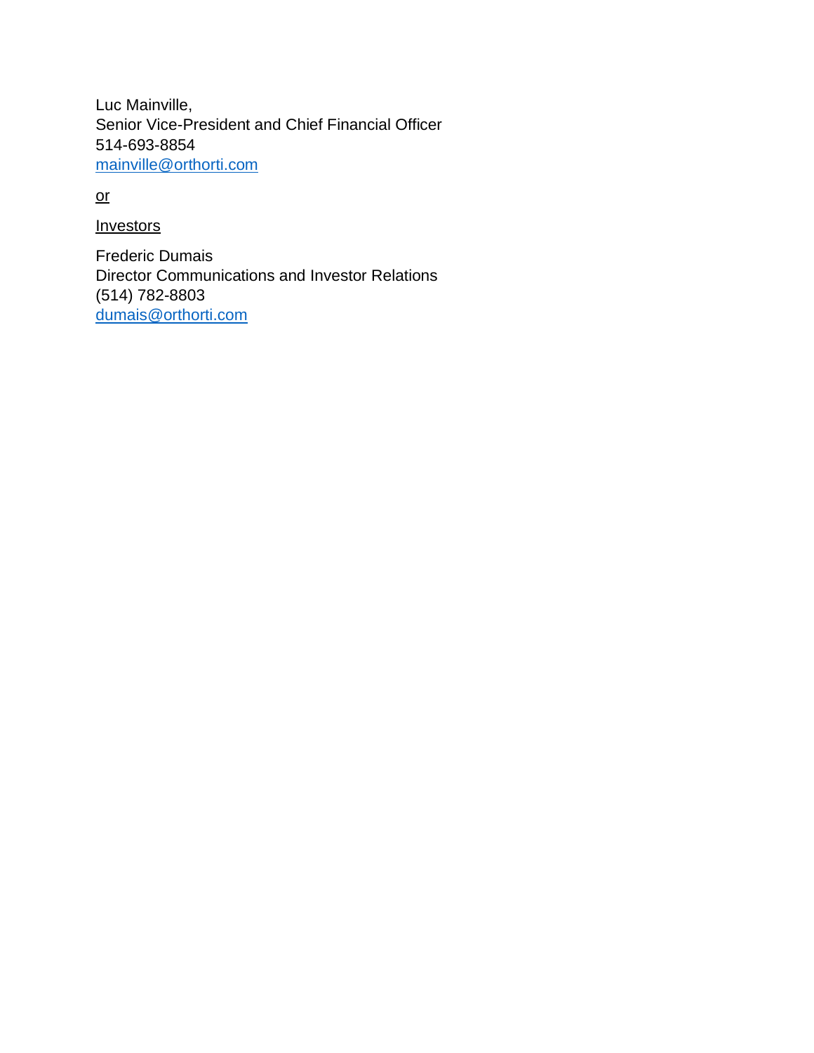Luc Mainville,
Senior Vice-President and Chief Financial Officer
514-693-8854
mainville@orthorti.com

or

Investors

Frederic Dumais
Director Communications and Investor Relations
(514) 782-8803
dumais@orthorti.com